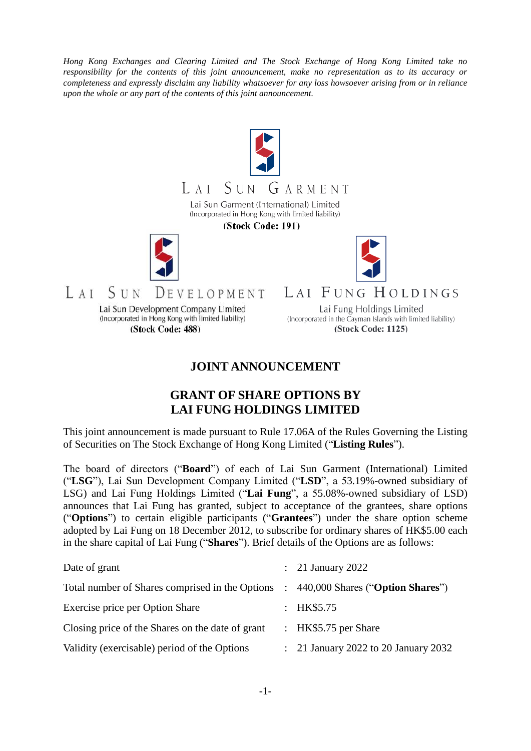*Hong Kong Exchanges and Clearing Limited and The Stock Exchange of Hong Kong Limited take no responsibility for the contents of this joint announcement, make no representation as to its accuracy or completeness and expressly disclaim any liability whatsoever for any loss howsoever arising from or in reliance upon the whole or any part of the contents of this joint announcement.*

LAI SUN GARMENT

Lai Sun Garment (International) Limited
(Incorporated in Hong Kong with limited liability)
**(Stock Code: 191)**

LAI SUN DEVELOPMENT

Lai Sun Development Company Limited
(Incorporated in Hong Kong with limited liability)
**(Stock Code: 488)**

LAI FUNG HOLDINGS

Lai Fung Holdings Limited
(Incorporated in the Cayman Islands with limited liability)
**(Stock Code: 1125)**

# JOINT ANNOUNCEMENT

# GRANT OF SHARE OPTIONS BY LAI FUNG HOLDINGS LIMITED

This joint announcement is made pursuant to Rule 17.06A of the Rules Governing the Listing of Securities on The Stock Exchange of Hong Kong Limited ("**Listing Rules**").

The board of directors ("**Board**") of each of Lai Sun Garment (International) Limited ("**LSG**"), Lai Sun Development Company Limited ("**LSD**", a 53.19%-owned subsidiary of LSG) and Lai Fung Holdings Limited ("**Lai Fung**", a 55.08%-owned subsidiary of LSD) announces that Lai Fung has granted, subject to acceptance of the grantees, share options ("**Options**") to certain eligible participants ("**Grantees**") under the share option scheme adopted by Lai Fung on 18 December 2012, to subscribe for ordinary shares of HK$5.00 each in the share capital of Lai Fung ("**Shares**"). Brief details of the Options are as follows:

| | | |
|---|---|---|
| Date of grant | : | 21 January 2022 |
| Total number of Shares comprised in the Options | : | 440,000 Shares ("**Option Shares**") |
| Exercise price per Option Share | : | HK$5.75 |
| Closing price of the Shares on the date of grant | : | HK$5.75 per Share |
| Validity (exercisable) period of the Options | : | 21 January 2022 to 20 January 2032 |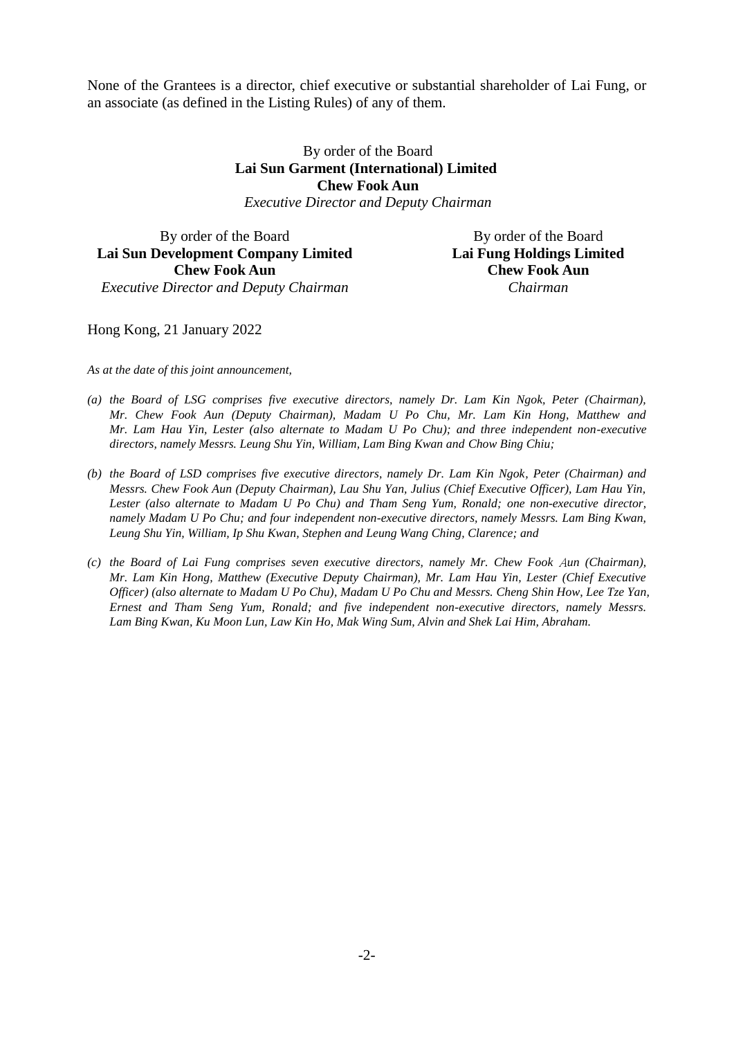None of the Grantees is a director, chief executive or substantial shareholder of Lai Fung, or an associate (as defined in the Listing Rules) of any of them.

By order of the Board
**Lai Sun Garment (International) Limited**
**Chew Fook Aun**
*Executive Director and Deputy Chairman*

By order of the Board
**Lai Sun Development Company Limited**
**Chew Fook Aun**
*Executive Director and Deputy Chairman*

By order of the Board
**Lai Fung Holdings Limited**
**Chew Fook Aun**
*Chairman*

Hong Kong, 21 January 2022

*As at the date of this joint announcement,*

*(a) the Board of LSG comprises five executive directors, namely Dr. Lam Kin Ngok, Peter (Chairman), Mr. Chew Fook Aun (Deputy Chairman), Madam U Po Chu, Mr. Lam Kin Hong, Matthew and Mr. Lam Hau Yin, Lester (also alternate to Madam U Po Chu); and three independent non-executive directors, namely Messrs. Leung Shu Yin, William, Lam Bing Kwan and Chow Bing Chiu;*

*(b) the Board of LSD comprises five executive directors, namely Dr. Lam Kin Ngok, Peter (Chairman) and Messrs. Chew Fook Aun (Deputy Chairman), Lau Shu Yan, Julius (Chief Executive Officer), Lam Hau Yin, Lester (also alternate to Madam U Po Chu) and Tham Seng Yum, Ronald; one non-executive director, namely Madam U Po Chu; and four independent non-executive directors, namely Messrs. Lam Bing Kwan, Leung Shu Yin, William, Ip Shu Kwan, Stephen and Leung Wang Ching, Clarence; and*

*(c) the Board of Lai Fung comprises seven executive directors, namely Mr. Chew Fook Aun (Chairman), Mr. Lam Kin Hong, Matthew (Executive Deputy Chairman), Mr. Lam Hau Yin, Lester (Chief Executive Officer) (also alternate to Madam U Po Chu), Madam U Po Chu and Messrs. Cheng Shin How, Lee Tze Yan, Ernest and Tham Seng Yum, Ronald; and five independent non-executive directors, namely Messrs. Lam Bing Kwan, Ku Moon Lun, Law Kin Ho, Mak Wing Sum, Alvin and Shek Lai Him, Abraham.*